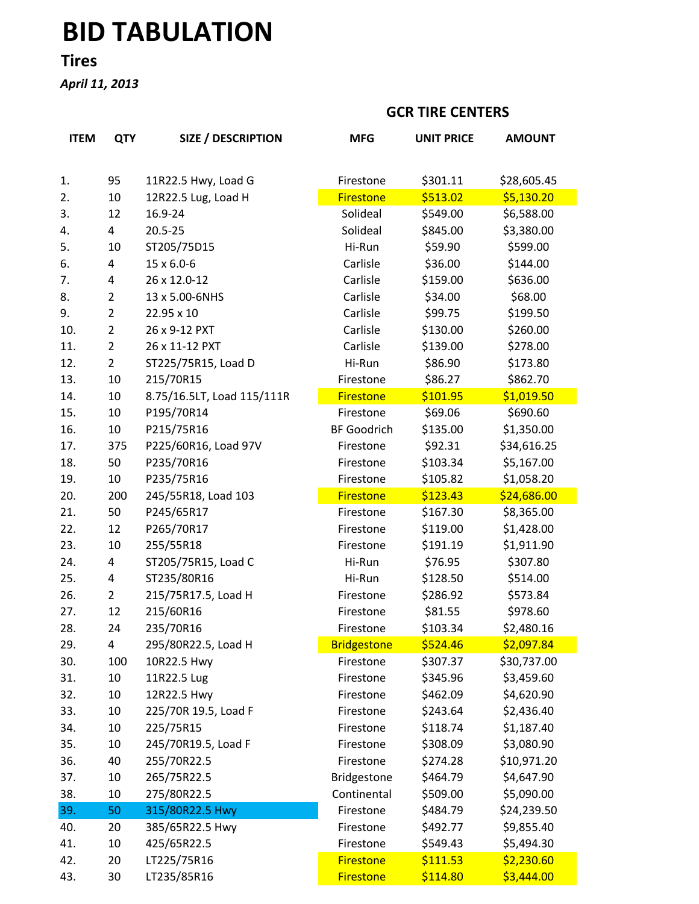# BID TABULATION

## Tires

***April 11, 2013***

| ITEM | QTY | SIZE / DESCRIPTION | GCR TIRE CENTERS | | |
|---|---|---|---|---|---|
| | | | MFG | UNIT PRICE | AMOUNT |
| 1. | 95 | 11R22.5 Hwy, Load G | Firestone | $301.11 | $28,605.45 |
| 2. | 10 | 12R22.5 Lug, Load H | Firestone | $513.02 | $5,130.20 |
| 3. | 12 | 16.9-24 | Solideal | $549.00 | $6,588.00 |
| 4. | 4 | 20.5-25 | Solideal | $845.00 | $3,380.00 |
| 5. | 10 | ST205/75D15 | Hi-Run | $59.90 | $599.00 |
| 6. | 4 | 15 x 6.0-6 | Carlisle | $36.00 | $144.00 |
| 7. | 4 | 26 x 12.0-12 | Carlisle | $159.00 | $636.00 |
| 8. | 2 | 13 x 5.00-6NHS | Carlisle | $34.00 | $68.00 |
| 9. | 2 | 22.95 x 10 | Carlisle | $99.75 | $199.50 |
| 10. | 2 | 26 x 9-12 PXT | Carlisle | $130.00 | $260.00 |
| 11. | 2 | 26 x 11-12 PXT | Carlisle | $139.00 | $278.00 |
| 12. | 2 | ST225/75R15, Load D | Hi-Run | $86.90 | $173.80 |
| 13. | 10 | 215/70R15 | Firestone | $86.27 | $862.70 |
| 14. | 10 | 8.75/16.5LT, Load 115/111R | Firestone | $101.95 | $1,019.50 |
| 15. | 10 | P195/70R14 | Firestone | $69.06 | $690.60 |
| 16. | 10 | P215/75R16 | BF Goodrich | $135.00 | $1,350.00 |
| 17. | 375 | P225/60R16, Load 97V | Firestone | $92.31 | $34,616.25 |
| 18. | 50 | P235/70R16 | Firestone | $103.34 | $5,167.00 |
| 19. | 10 | P235/75R16 | Firestone | $105.82 | $1,058.20 |
| 20. | 200 | 245/55R18, Load 103 | Firestone | $123.43 | $24,686.00 |
| 21. | 50 | P245/65R17 | Firestone | $167.30 | $8,365.00 |
| 22. | 12 | P265/70R17 | Firestone | $119.00 | $1,428.00 |
| 23. | 10 | 255/55R18 | Firestone | $191.19 | $1,911.90 |
| 24. | 4 | ST205/75R15, Load C | Hi-Run | $76.95 | $307.80 |
| 25. | 4 | ST235/80R16 | Hi-Run | $128.50 | $514.00 |
| 26. | 2 | 215/75R17.5, Load H | Firestone | $286.92 | $573.84 |
| 27. | 12 | 215/60R16 | Firestone | $81.55 | $978.60 |
| 28. | 24 | 235/70R16 | Firestone | $103.34 | $2,480.16 |
| 29. | 4 | 295/80R22.5, Load H | Bridgestone | $524.46 | $2,097.84 |
| 30. | 100 | 10R22.5 Hwy | Firestone | $307.37 | $30,737.00 |
| 31. | 10 | 11R22.5 Lug | Firestone | $345.96 | $3,459.60 |
| 32. | 10 | 12R22.5 Hwy | Firestone | $462.09 | $4,620.90 |
| 33. | 10 | 225/70R 19.5, Load F | Firestone | $243.64 | $2,436.40 |
| 34. | 10 | 225/75R15 | Firestone | $118.74 | $1,187.40 |
| 35. | 10 | 245/70R19.5, Load F | Firestone | $308.09 | $3,080.90 |
| 36. | 40 | 255/70R22.5 | Firestone | $274.28 | $10,971.20 |
| 37. | 10 | 265/75R22.5 | Bridgestone | $464.79 | $4,647.90 |
| 38. | 10 | 275/80R22.5 | Continental | $509.00 | $5,090.00 |
| 39. | 50 | 315/80R22.5 Hwy | Firestone | $484.79 | $24,239.50 |
| 40. | 20 | 385/65R22.5 Hwy | Firestone | $492.77 | $9,855.40 |
| 41. | 10 | 425/65R22.5 | Firestone | $549.43 | $5,494.30 |
| 42. | 20 | LT225/75R16 | Firestone | $111.53 | $2,230.60 |
| 43. | 30 | LT235/85R16 | Firestone | $114.80 | $3,444.00 |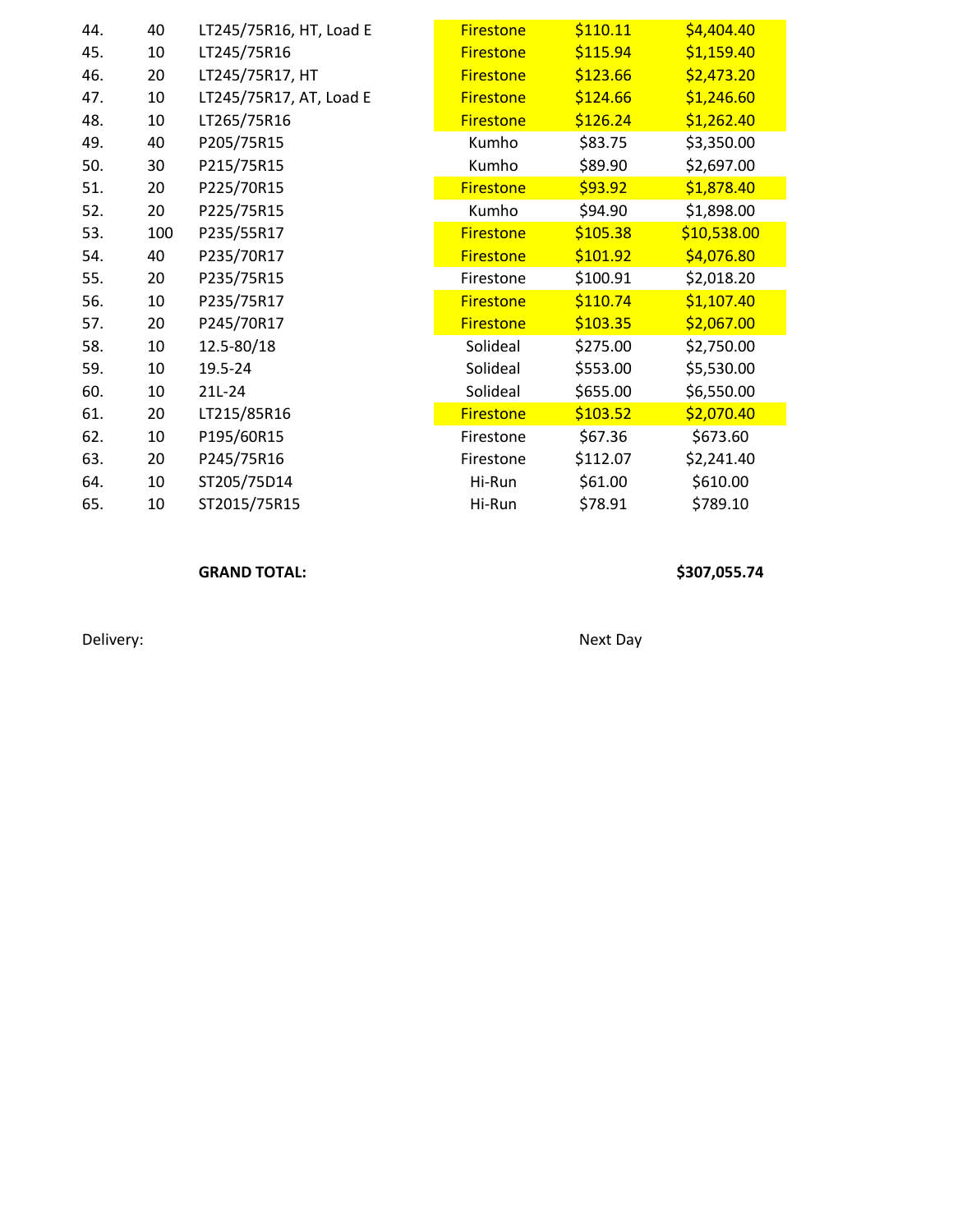| | | | | | |
|---|---|---|---|---|---|
| 44. | 40 | LT245/75R16, HT, Load E | Firestone | $110.11 | $4,404.40 |
| 45. | 10 | LT245/75R16 | Firestone | $115.94 | $1,159.40 |
| 46. | 20 | LT245/75R17, HT | Firestone | $123.66 | $2,473.20 |
| 47. | 10 | LT245/75R17, AT, Load E | Firestone | $124.66 | $1,246.60 |
| 48. | 10 | LT265/75R16 | Firestone | $126.24 | $1,262.40 |
| 49. | 40 | P205/75R15 | Kumho | $83.75 | $3,350.00 |
| 50. | 30 | P215/75R15 | Kumho | $89.90 | $2,697.00 |
| 51. | 20 | P225/70R15 | Firestone | $93.92 | $1,878.40 |
| 52. | 20 | P225/75R15 | Kumho | $94.90 | $1,898.00 |
| 53. | 100 | P235/55R17 | Firestone | $105.38 | $10,538.00 |
| 54. | 40 | P235/70R17 | Firestone | $101.92 | $4,076.80 |
| 55. | 20 | P235/75R15 | Firestone | $100.91 | $2,018.20 |
| 56. | 10 | P235/75R17 | Firestone | $110.74 | $1,107.40 |
| 57. | 20 | P245/70R17 | Firestone | $103.35 | $2,067.00 |
| 58. | 10 | 12.5-80/18 | Solideal | $275.00 | $2,750.00 |
| 59. | 10 | 19.5-24 | Solideal | $553.00 | $5,530.00 |
| 60. | 10 | 21L-24 | Solideal | $655.00 | $6,550.00 |
| 61. | 20 | LT215/85R16 | Firestone | $103.52 | $2,070.40 |
| 62. | 10 | P195/60R15 | Firestone | $67.36 | $673.60 |
| 63. | 20 | P245/75R16 | Firestone | $112.07 | $2,241.40 |
| 64. | 10 | ST205/75D14 | Hi-Run | $61.00 | $610.00 |
| 65. | 10 | ST2015/75R15 | Hi-Run | $78.91 | $789.10 |

**GRAND TOTAL:** **$307,055.74**

Delivery: Next Day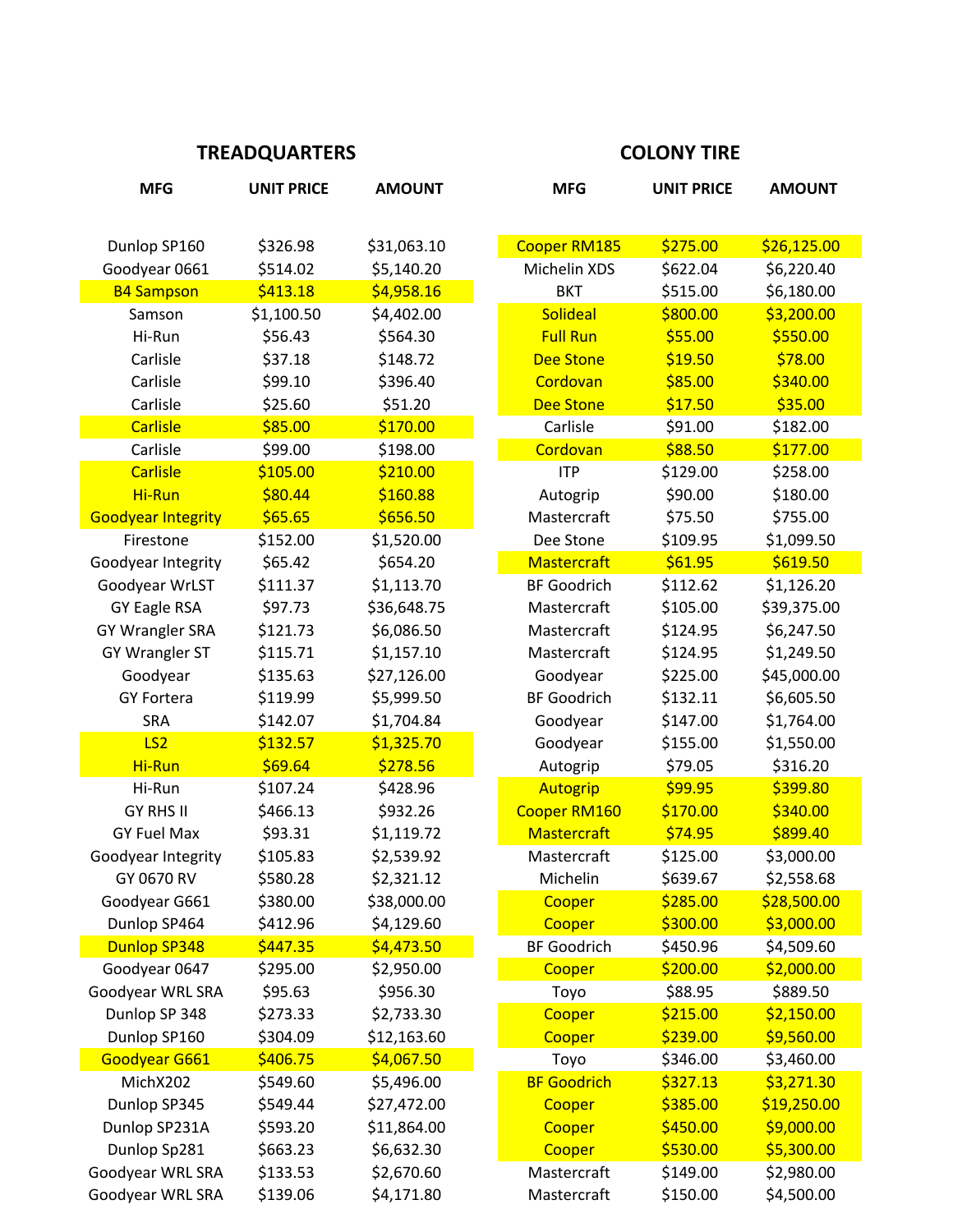| TREADQUARTERS | | | COLONY TIRE | | |
|---|---|---|---|---|---|
| MFG | UNIT PRICE | AMOUNT | MFG | UNIT PRICE | AMOUNT |
| Dunlop SP160 | $326.98 | $31,063.10 | Cooper RM185 | $275.00 | $26,125.00 |
| Goodyear 0661 | $514.02 | $5,140.20 | Michelin XDS | $622.04 | $6,220.40 |
| B4 Sampson | $413.18 | $4,958.16 | BKT | $515.00 | $6,180.00 |
| Samson | $1,100.50 | $4,402.00 | Solideal | $800.00 | $3,200.00 |
| Hi-Run | $56.43 | $564.30 | Full Run | $55.00 | $550.00 |
| Carlisle | $37.18 | $148.72 | Dee Stone | $19.50 | $78.00 |
| Carlisle | $99.10 | $396.40 | Cordovan | $85.00 | $340.00 |
| Carlisle | $25.60 | $51.20 | Dee Stone | $17.50 | $35.00 |
| Carlisle | $85.00 | $170.00 | Carlisle | $91.00 | $182.00 |
| Carlisle | $99.00 | $198.00 | Cordovan | $88.50 | $177.00 |
| Carlisle | $105.00 | $210.00 | ITP | $129.00 | $258.00 |
| Hi-Run | $80.44 | $160.88 | Autogrip | $90.00 | $180.00 |
| Goodyear Integrity | $65.65 | $656.50 | Mastercraft | $75.50 | $755.00 |
| Firestone | $152.00 | $1,520.00 | Dee Stone | $109.95 | $1,099.50 |
| Goodyear Integrity | $65.42 | $654.20 | Mastercraft | $61.95 | $619.50 |
| Goodyear WrLST | $111.37 | $1,113.70 | BF Goodrich | $112.62 | $1,126.20 |
| GY Eagle RSA | $97.73 | $36,648.75 | Mastercraft | $105.00 | $39,375.00 |
| GY Wrangler SRA | $121.73 | $6,086.50 | Mastercraft | $124.95 | $6,247.50 |
| GY Wrangler ST | $115.71 | $1,157.10 | Mastercraft | $124.95 | $1,249.50 |
| Goodyear | $135.63 | $27,126.00 | Goodyear | $225.00 | $45,000.00 |
| GY Fortera | $119.99 | $5,999.50 | BF Goodrich | $132.11 | $6,605.50 |
| SRA | $142.07 | $1,704.84 | Goodyear | $147.00 | $1,764.00 |
| LS2 | $132.57 | $1,325.70 | Goodyear | $155.00 | $1,550.00 |
| Hi-Run | $69.64 | $278.56 | Autogrip | $79.05 | $316.20 |
| Hi-Run | $107.24 | $428.96 | Autogrip | $99.95 | $399.80 |
| GY RHS II | $466.13 | $932.26 | Cooper RM160 | $170.00 | $340.00 |
| GY Fuel Max | $93.31 | $1,119.72 | Mastercraft | $74.95 | $899.40 |
| Goodyear Integrity | $105.83 | $2,539.92 | Mastercraft | $125.00 | $3,000.00 |
| GY 0670 RV | $580.28 | $2,321.12 | Michelin | $639.67 | $2,558.68 |
| Goodyear G661 | $380.00 | $38,000.00 | Cooper | $285.00 | $28,500.00 |
| Dunlop SP464 | $412.96 | $4,129.60 | Cooper | $300.00 | $3,000.00 |
| Dunlop SP348 | $447.35 | $4,473.50 | BF Goodrich | $450.96 | $4,509.60 |
| Goodyear 0647 | $295.00 | $2,950.00 | Cooper | $200.00 | $2,000.00 |
| Goodyear WRL SRA | $95.63 | $956.30 | Toyo | $88.95 | $889.50 |
| Dunlop SP 348 | $273.33 | $2,733.30 | Cooper | $215.00 | $2,150.00 |
| Dunlop SP160 | $304.09 | $12,163.60 | Cooper | $239.00 | $9,560.00 |
| Goodyear G661 | $406.75 | $4,067.50 | Toyo | $346.00 | $3,460.00 |
| MichX202 | $549.60 | $5,496.00 | BF Goodrich | $327.13 | $3,271.30 |
| Dunlop SP345 | $549.44 | $27,472.00 | Cooper | $385.00 | $19,250.00 |
| Dunlop SP231A | $593.20 | $11,864.00 | Cooper | $450.00 | $9,000.00 |
| Dunlop Sp281 | $663.23 | $6,632.30 | Cooper | $530.00 | $5,300.00 |
| Goodyear WRL SRA | $133.53 | $2,670.60 | Mastercraft | $149.00 | $2,980.00 |
| Goodyear WRL SRA | $139.06 | $4,171.80 | Mastercraft | $150.00 | $4,500.00 |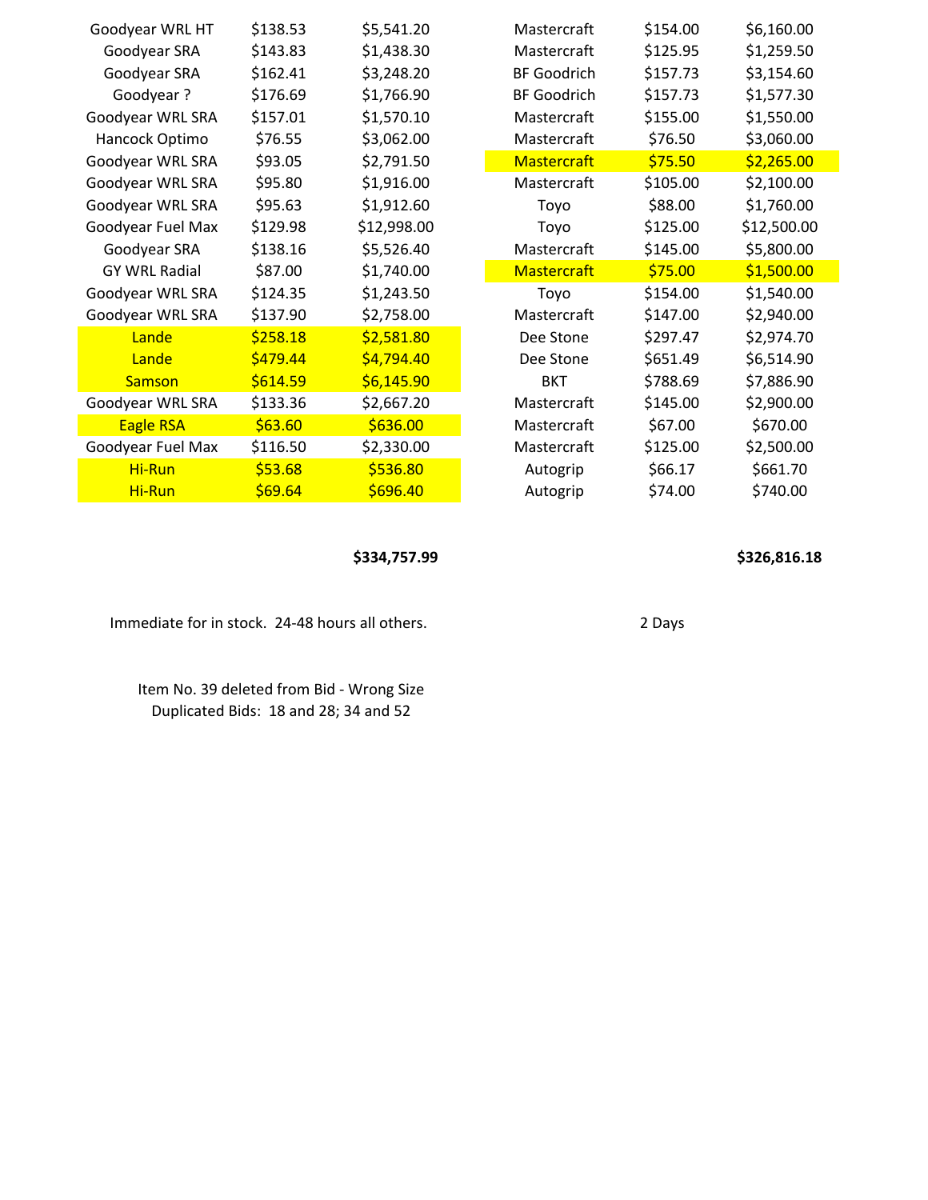| | | | | | |
|---|---|---|---|---|---|
| Goodyear WRL HT | $138.53 | $5,541.20 | Mastercraft | $154.00 | $6,160.00 |
| Goodyear SRA | $143.83 | $1,438.30 | Mastercraft | $125.95 | $1,259.50 |
| Goodyear SRA | $162.41 | $3,248.20 | BF Goodrich | $157.73 | $3,154.60 |
| Goodyear ? | $176.69 | $1,766.90 | BF Goodrich | $157.73 | $1,577.30 |
| Goodyear WRL SRA | $157.01 | $1,570.10 | Mastercraft | $155.00 | $1,550.00 |
| Hancock Optimo | $76.55 | $3,062.00 | Mastercraft | $76.50 | $3,060.00 |
| Goodyear WRL SRA | $93.05 | $2,791.50 | Mastercraft | $75.50 | $2,265.00 |
| Goodyear WRL SRA | $95.80 | $1,916.00 | Mastercraft | $105.00 | $2,100.00 |
| Goodyear WRL SRA | $95.63 | $1,912.60 | Toyo | $88.00 | $1,760.00 |
| Goodyear Fuel Max | $129.98 | $12,998.00 | Toyo | $125.00 | $12,500.00 |
| Goodyear SRA | $138.16 | $5,526.40 | Mastercraft | $145.00 | $5,800.00 |
| GY WRL Radial | $87.00 | $1,740.00 | Mastercraft | $75.00 | $1,500.00 |
| Goodyear WRL SRA | $124.35 | $1,243.50 | Toyo | $154.00 | $1,540.00 |
| Goodyear WRL SRA | $137.90 | $2,758.00 | Mastercraft | $147.00 | $2,940.00 |
| Lande | $258.18 | $2,581.80 | Dee Stone | $297.47 | $2,974.70 |
| Lande | $479.44 | $4,794.40 | Dee Stone | $651.49 | $6,514.90 |
| Samson | $614.59 | $6,145.90 | BKT | $788.69 | $7,886.90 |
| Goodyear WRL SRA | $133.36 | $2,667.20 | Mastercraft | $145.00 | $2,900.00 |
| Eagle RSA | $63.60 | $636.00 | Mastercraft | $67.00 | $670.00 |
| Goodyear Fuel Max | $116.50 | $2,330.00 | Mastercraft | $125.00 | $2,500.00 |
| Hi-Run | $53.68 | $536.80 | Autogrip | $66.17 | $661.70 |
| Hi-Run | $69.64 | $696.40 | Autogrip | $74.00 | $740.00 |
| | | **$334,757.99** | | | **$326,816.18** |
| Immediate for in stock. 24-48 hours all others. | | | 2 Days | | |

Item No. 39 deleted from Bid - Wrong Size
Duplicated Bids: 18 and 28; 34 and 52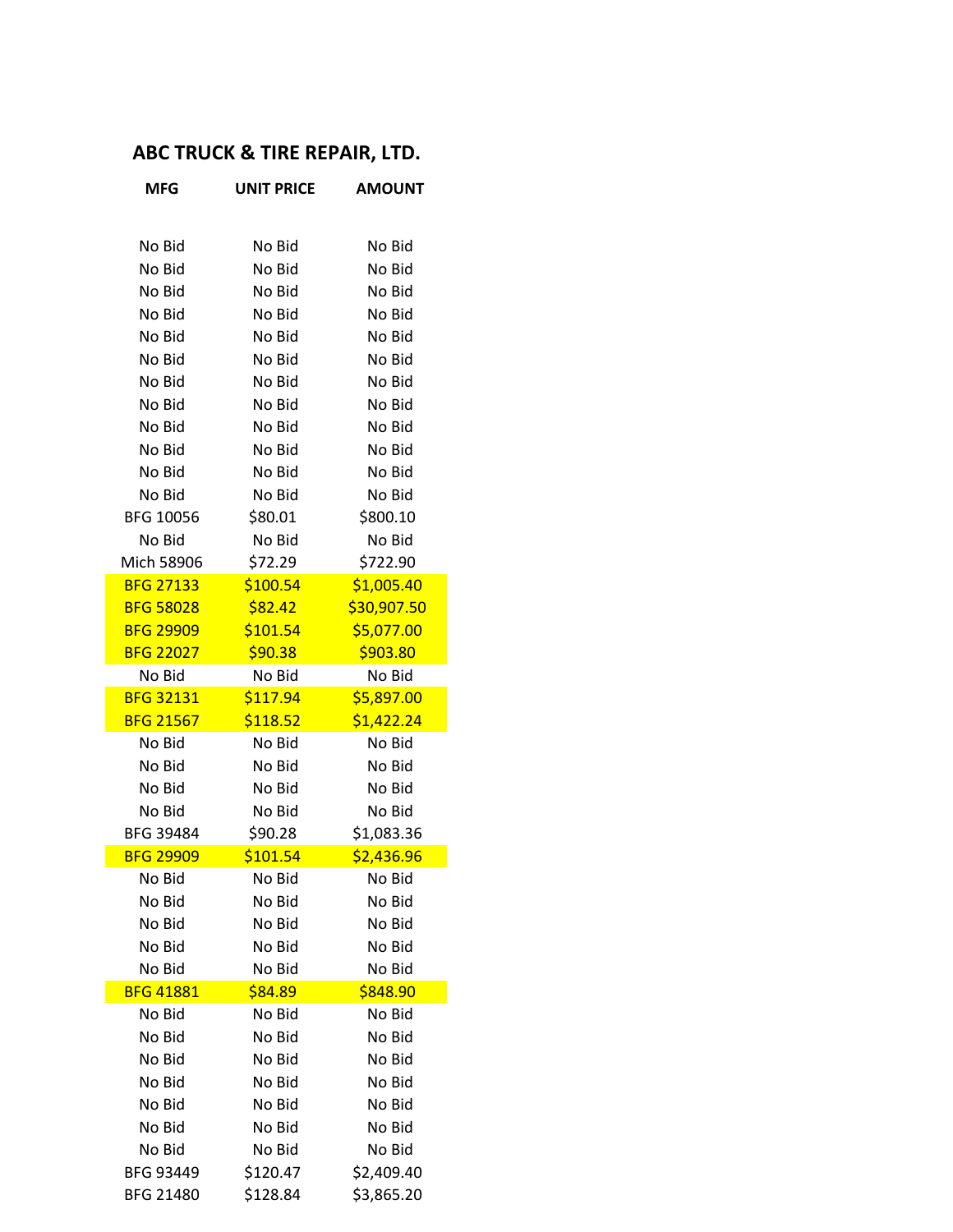## ABC TRUCK & TIRE REPAIR, LTD.

| MFG | UNIT PRICE | AMOUNT |
|---|---|---|
| No Bid | No Bid | No Bid |
| No Bid | No Bid | No Bid |
| No Bid | No Bid | No Bid |
| No Bid | No Bid | No Bid |
| No Bid | No Bid | No Bid |
| No Bid | No Bid | No Bid |
| No Bid | No Bid | No Bid |
| No Bid | No Bid | No Bid |
| No Bid | No Bid | No Bid |
| No Bid | No Bid | No Bid |
| No Bid | No Bid | No Bid |
| No Bid | No Bid | No Bid |
| BFG 10056 | $80.01 | $800.10 |
| No Bid | No Bid | No Bid |
| Mich 58906 | $72.29 | $722.90 |
| BFG 27133 | $100.54 | $1,005.40 |
| BFG 58028 | $82.42 | $30,907.50 |
| BFG 29909 | $101.54 | $5,077.00 |
| BFG 22027 | $90.38 | $903.80 |
| No Bid | No Bid | No Bid |
| BFG 32131 | $117.94 | $5,897.00 |
| BFG 21567 | $118.52 | $1,422.24 |
| No Bid | No Bid | No Bid |
| No Bid | No Bid | No Bid |
| No Bid | No Bid | No Bid |
| No Bid | No Bid | No Bid |
| BFG 39484 | $90.28 | $1,083.36 |
| BFG 29909 | $101.54 | $2,436.96 |
| No Bid | No Bid | No Bid |
| No Bid | No Bid | No Bid |
| No Bid | No Bid | No Bid |
| No Bid | No Bid | No Bid |
| No Bid | No Bid | No Bid |
| BFG 41881 | $84.89 | $848.90 |
| No Bid | No Bid | No Bid |
| No Bid | No Bid | No Bid |
| No Bid | No Bid | No Bid |
| No Bid | No Bid | No Bid |
| No Bid | No Bid | No Bid |
| No Bid | No Bid | No Bid |
| No Bid | No Bid | No Bid |
| BFG 93449 | $120.47 | $2,409.40 |
| BFG 21480 | $128.84 | $3,865.20 |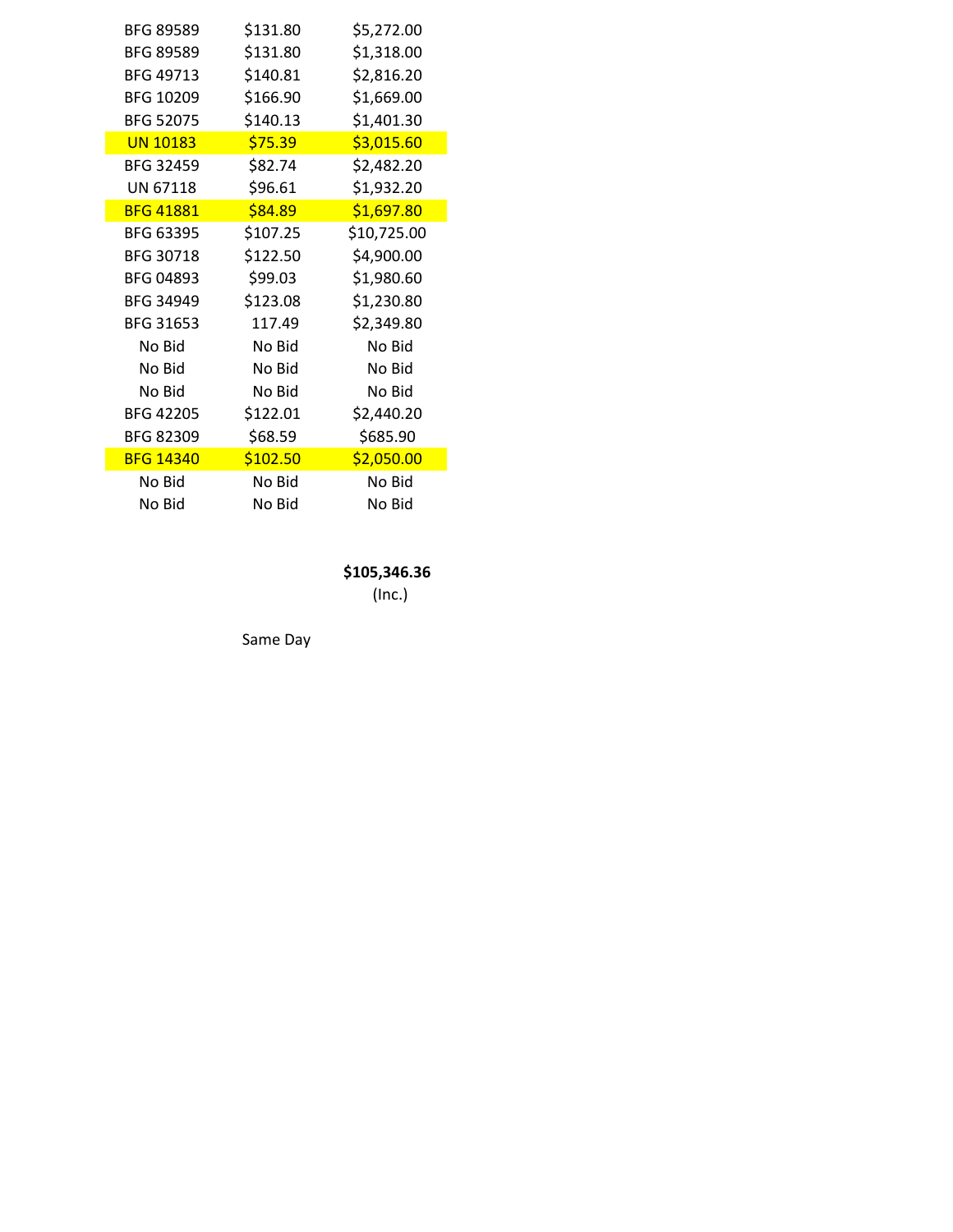| | | |
|---|---|---|
| BFG 89589 | $131.80 | $5,272.00 |
| BFG 89589 | $131.80 | $1,318.00 |
| BFG 49713 | $140.81 | $2,816.20 |
| BFG 10209 | $166.90 | $1,669.00 |
| BFG 52075 | $140.13 | $1,401.30 |
| UN 10183 | $75.39 | $3,015.60 |
| BFG 32459 | $82.74 | $2,482.20 |
| UN 67118 | $96.61 | $1,932.20 |
| BFG 41881 | $84.89 | $1,697.80 |
| BFG 63395 | $107.25 | $10,725.00 |
| BFG 30718 | $122.50 | $4,900.00 |
| BFG 04893 | $99.03 | $1,980.60 |
| BFG 34949 | $123.08 | $1,230.80 |
| BFG 31653 | 117.49 | $2,349.80 |
| No Bid | No Bid | No Bid |
| No Bid | No Bid | No Bid |
| No Bid | No Bid | No Bid |
| BFG 42205 | $122.01 | $2,440.20 |
| BFG 82309 | $68.59 | $685.90 |
| BFG 14340 | $102.50 | $2,050.00 |
| No Bid | No Bid | No Bid |
| No Bid | No Bid | No Bid |

**$105,346.36**
(Inc.)

Same Day